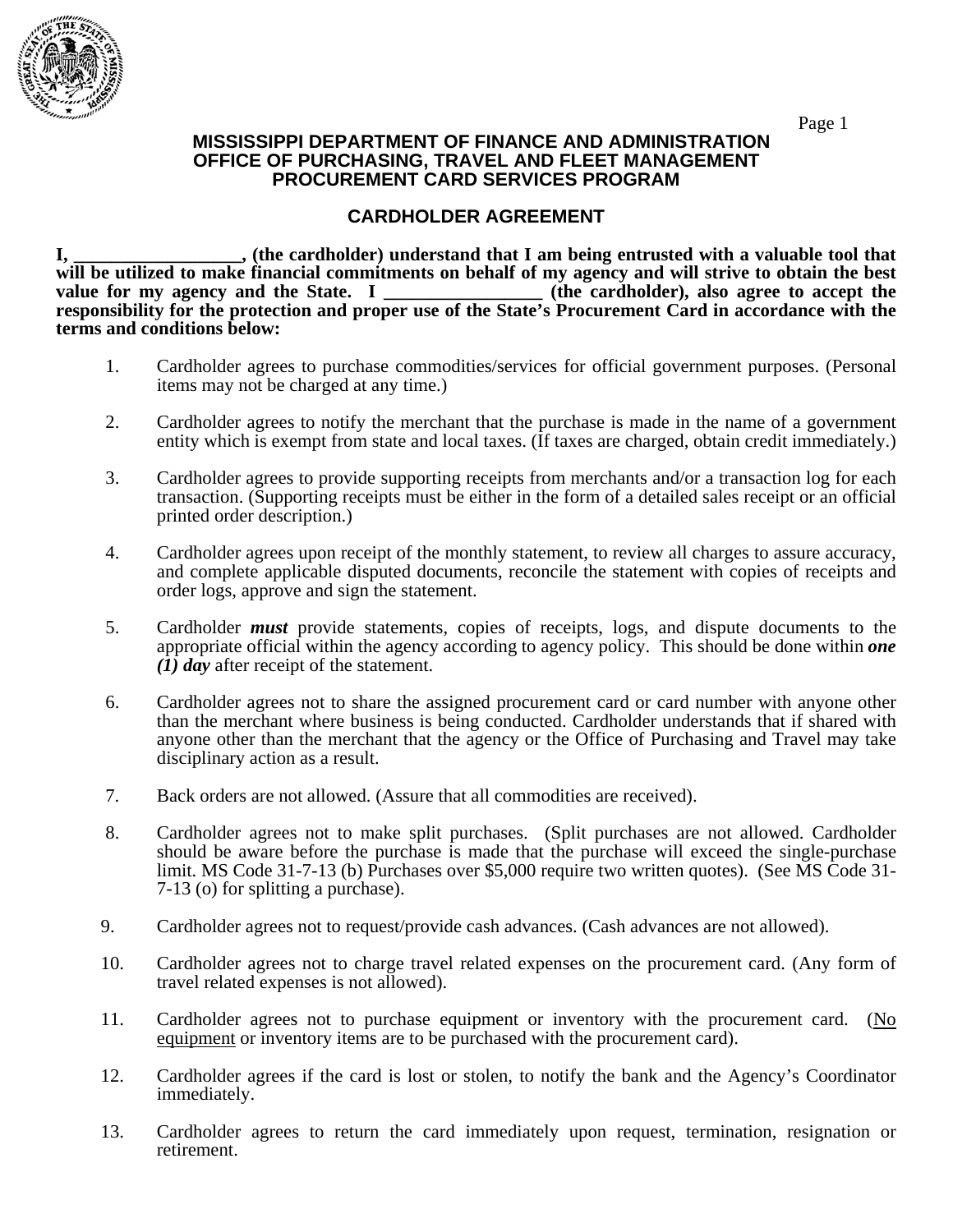**MISSISSIPPI DEPARTMENT OF FINANCE AND ADMINISTRATION**
**OFFICE OF PURCHASING, TRAVEL AND FLEET MANAGEMENT**
**PROCUREMENT CARD SERVICES PROGRAM**

## CARDHOLDER AGREEMENT

**I, __________________, (the cardholder) understand that I am being entrusted with a valuable tool that will be utilized to make financial commitments on behalf of my agency and will strive to obtain the best value for my agency and the State. I _________________ (the cardholder), also agree to accept the responsibility for the protection and proper use of the State's Procurement Card in accordance with the terms and conditions below:**

1. Cardholder agrees to purchase commodities/services for official government purposes. (Personal items may not be charged at any time.)

2. Cardholder agrees to notify the merchant that the purchase is made in the name of a government entity which is exempt from state and local taxes. (If taxes are charged, obtain credit immediately.)

3. Cardholder agrees to provide supporting receipts from merchants and/or a transaction log for each transaction. (Supporting receipts must be either in the form of a detailed sales receipt or an official printed order description.)

4. Cardholder agrees upon receipt of the monthly statement, to review all charges to assure accuracy, and complete applicable disputed documents, reconcile the statement with copies of receipts and order logs, approve and sign the statement.

5. Cardholder ***must*** provide statements, copies of receipts, logs, and dispute documents to the appropriate official within the agency according to agency policy. This should be done within ***one (1) day*** after receipt of the statement.

6. Cardholder agrees not to share the assigned procurement card or card number with anyone other than the merchant where business is being conducted. Cardholder understands that if shared with anyone other than the merchant that the agency or the Office of Purchasing and Travel may take disciplinary action as a result.

7. Back orders are not allowed. (Assure that all commodities are received).

8. Cardholder agrees not to make split purchases. (Split purchases are not allowed. Cardholder should be aware before the purchase is made that the purchase will exceed the single-purchase limit. MS Code 31-7-13 (b) Purchases over $5,000 require two written quotes). (See MS Code 31-7-13 (o) for splitting a purchase).

9. Cardholder agrees not to request/provide cash advances. (Cash advances are not allowed).

10. Cardholder agrees not to charge travel related expenses on the procurement card. (Any form of travel related expenses is not allowed).

11. Cardholder agrees not to purchase equipment or inventory with the procurement card. (<u>No equipment</u> or inventory items are to be purchased with the procurement card).

12. Cardholder agrees if the card is lost or stolen, to notify the bank and the Agency's Coordinator immediately.

13. Cardholder agrees to return the card immediately upon request, termination, resignation or retirement.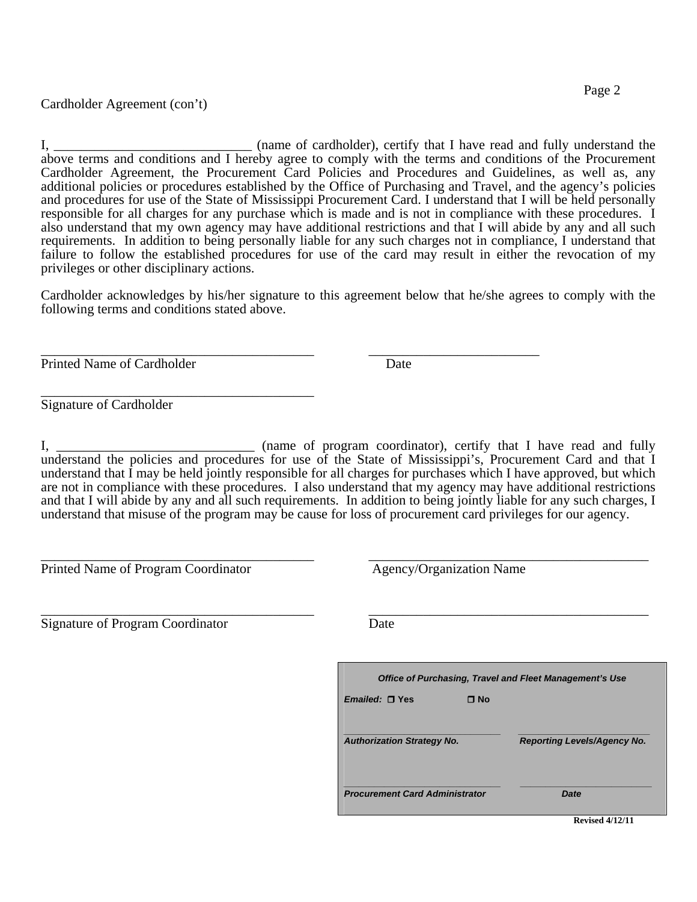Cardholder Agreement (con't)

I, _____________________________ (name of cardholder), certify that I have read and fully understand the above terms and conditions and I hereby agree to comply with the terms and conditions of the Procurement Cardholder Agreement, the Procurement Card Policies and Procedures and Guidelines, as well as, any additional policies or procedures established by the Office of Purchasing and Travel, and the agency's policies and procedures for use of the State of Mississippi Procurement Card. I understand that I will be held personally responsible for all charges for any purchase which is made and is not in compliance with these procedures. I also understand that my own agency may have additional restrictions and that I will abide by any and all such requirements. In addition to being personally liable for any such charges not in compliance, I understand that failure to follow the established procedures for use of the card may result in either the revocation of my privileges or other disciplinary actions.

Cardholder acknowledges by his/her signature to this agreement below that he/she agrees to comply with the following terms and conditions stated above.

_________________________________________ Printed Name of Cardholder

_________________________ Date

_________________________________________ Signature of Cardholder

I, _____________________________ (name of program coordinator), certify that I have read and fully understand the policies and procedures for use of the State of Mississippi's, Procurement Card and that I understand that I may be held jointly responsible for all charges for purchases which I have approved, but which are not in compliance with these procedures. I also understand that my agency may have additional restrictions and that I will abide by any and all such requirements. In addition to being jointly liable for any such charges, I understand that misuse of the program may be cause for loss of procurement card privileges for our agency.

_________________________________________ Printed Name of Program Coordinator

_________________________________________ Agency/Organization Name

_________________________________________ Signature of Program Coordinator

_________________________________________ Date

***Office of Purchasing, Travel and Fleet Management's Use***

***Emailed:*** ☐ **Yes** ☐ **No**

_________________________ ***Authorization Strategy No.***

_________________________ ***Reporting Levels/Agency No.***

_________________________ ***Procurement Card Administrator***

_________________________ ***Date***

**Revised 4/12/11**